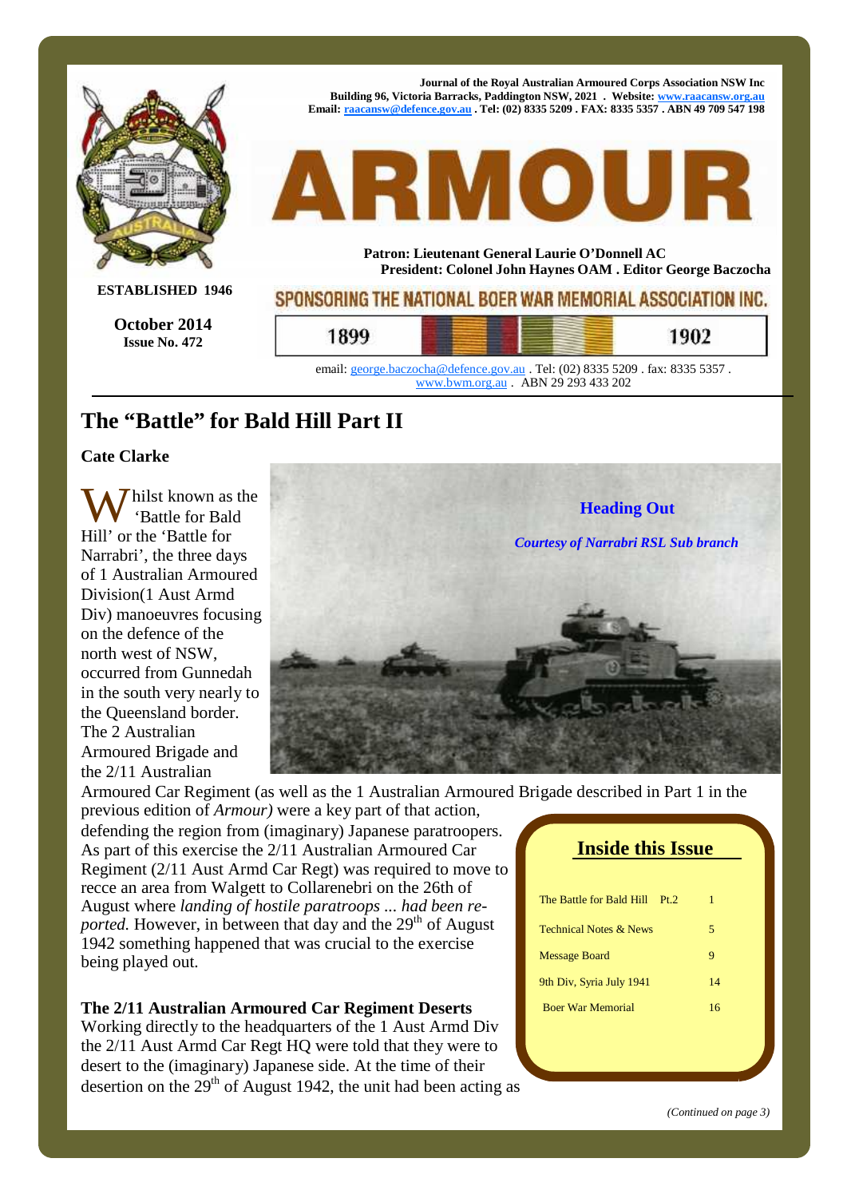Journal of the Royal Australian Armoured Corps Association NSW Inc
Building 96, Victoria Barracks, Paddington NSW, 2021 . Website: www.raacansw.org.au
Email: raacansw@defence.gov.au . Tel: (02) 8335 5209 . FAX: 8335 5357 . ABN 49 709 547 198

# ARMOUR

Patron: Lieutenant General Laurie O'Donnell AC
President: Colonel John Haynes OAM . Editor George Baczocha

ESTABLISHED 1946

SPONSORING THE NATIONAL BOER WAR MEMORIAL ASSOCIATION INC.

1899 1902

email: george.baczocha@defence.gov.au . Tel: (02) 8335 5209 . fax: 8335 5357 .
www.bwm.org.au . ABN 29 293 433 202

**October 2014**
**Issue No. 472**

## The "Battle" for Bald Hill Part II

**Cate Clarke**

**Heading Out**

*Courtesy of Narrabri RSL Sub branch*

Whilst known as the 'Battle for Bald Hill' or the 'Battle for Narrabri', the three days of 1 Australian Armoured Division(1 Aust Armd Div) manoeuvres focusing on the defence of the north west of NSW, occurred from Gunnedah in the south very nearly to the Queensland border. The 2 Australian Armoured Brigade and the 2/11 Australian Armoured Car Regiment (as well as the 1 Australian Armoured Brigade described in Part 1 in the previous edition of *Armour)* were a key part of that action, defending the region from (imaginary) Japanese paratroopers. As part of this exercise the 2/11 Australian Armoured Car Regiment (2/11 Aust Armd Car Regt) was required to move to recce an area from Walgett to Collarenebri on the 26th of August where *landing of hostile paratroops ... had been reported.* However, in between that day and the 29th of August 1942 something happened that was crucial to the exercise being played out.

**The 2/11 Australian Armoured Car Regiment Deserts**

Working directly to the headquarters of the 1 Aust Armd Div the 2/11 Aust Armd Car Regt HQ were told that they were to desert to the (imaginary) Japanese side. At the time of their desertion on the 29th of August 1942, the unit had been acting as

*(Continued on page 3)*

### Inside this Issue

| | |
|---|---|
| The Battle for Bald Hill Pt.2 | 1 |
| Technical Notes & News | 5 |
| Message Board | 9 |
| 9th Div, Syria July 1941 | 14 |
| Boer War Memorial | 16 |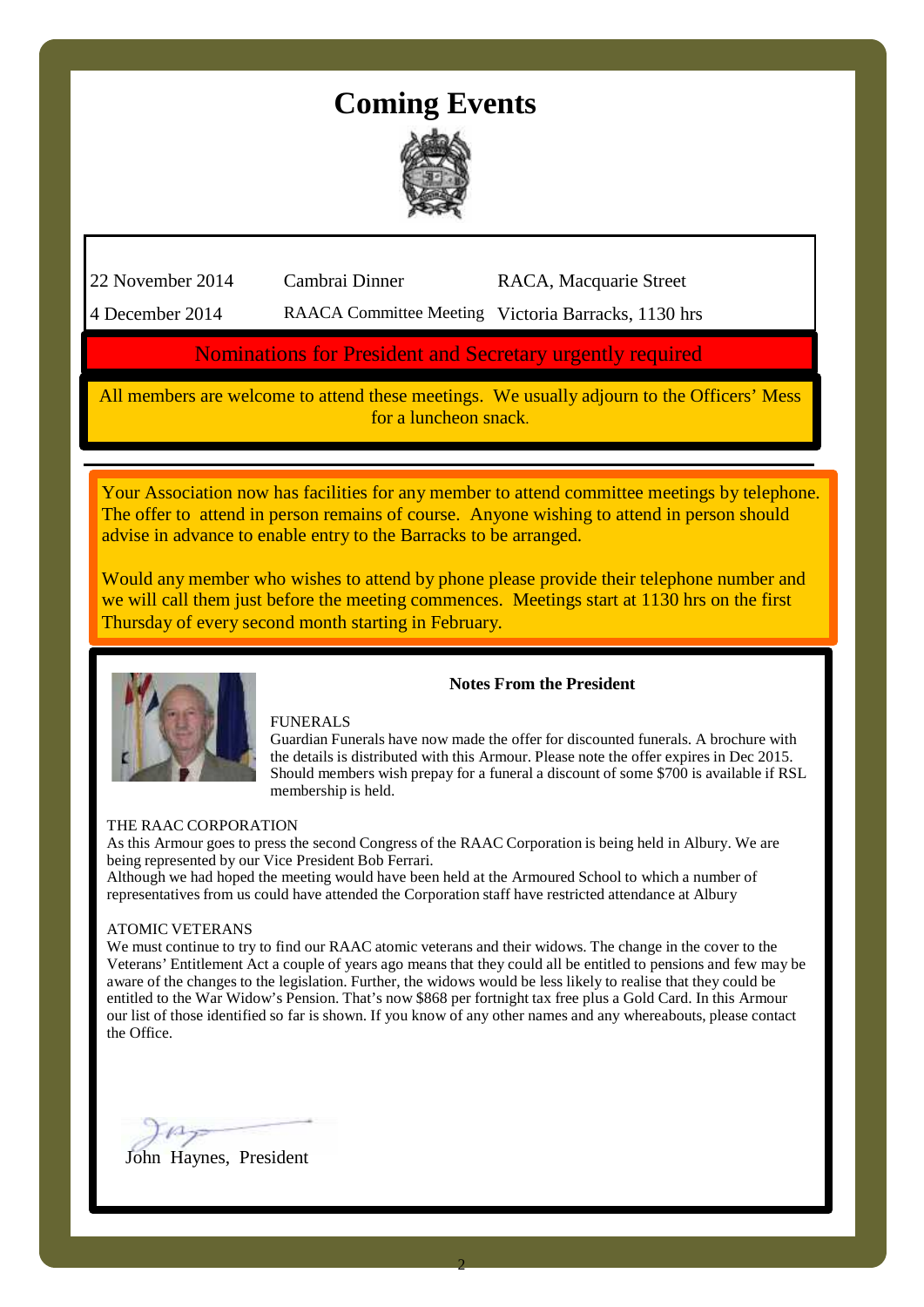# Coming Events

| | | |
|---|---|---|
| 22 November 2014 | Cambrai Dinner | RACA, Macquarie Street |
| 4 December 2014 | RAACA Committee Meeting | Victoria Barracks, 1130 hrs |

**Nominations for President and Secretary urgently required**

All members are welcome to attend these meetings. We usually adjourn to the Officers' Mess for a luncheon snack.

Your Association now has facilities for any member to attend committee meetings by telephone. The offer to attend in person remains of course. Anyone wishing to attend in person should advise in advance to enable entry to the Barracks to be arranged.

Would any member who wishes to attend by phone please provide their telephone number and we will call them just before the meeting commences. Meetings start at 1130 hrs on the first Thursday of every second month starting in February.

## Notes From the President

FUNERALS

Guardian Funerals have now made the offer for discounted funerals. A brochure with the details is distributed with this Armour. Please note the offer expires in Dec 2015. Should members wish prepay for a funeral a discount of some $700 is available if RSL membership is held.

THE RAAC CORPORATION

As this Armour goes to press the second Congress of the RAAC Corporation is being held in Albury. We are being represented by our Vice President Bob Ferrari.

Although we had hoped the meeting would have been held at the Armoured School to which a number of representatives from us could have attended the Corporation staff have restricted attendance at Albury

ATOMIC VETERANS

We must continue to try to find our RAAC atomic veterans and their widows. The change in the cover to the Veterans' Entitlement Act a couple of years ago means that they could all be entitled to pensions and few may be aware of the changes to the legislation. Further, the widows would be less likely to realise that they could be entitled to the War Widow's Pension. That's now $868 per fortnight tax free plus a Gold Card. In this Armour our list of those identified so far is shown. If you know of any other names and any whereabouts, please contact the Office.

John Haynes, President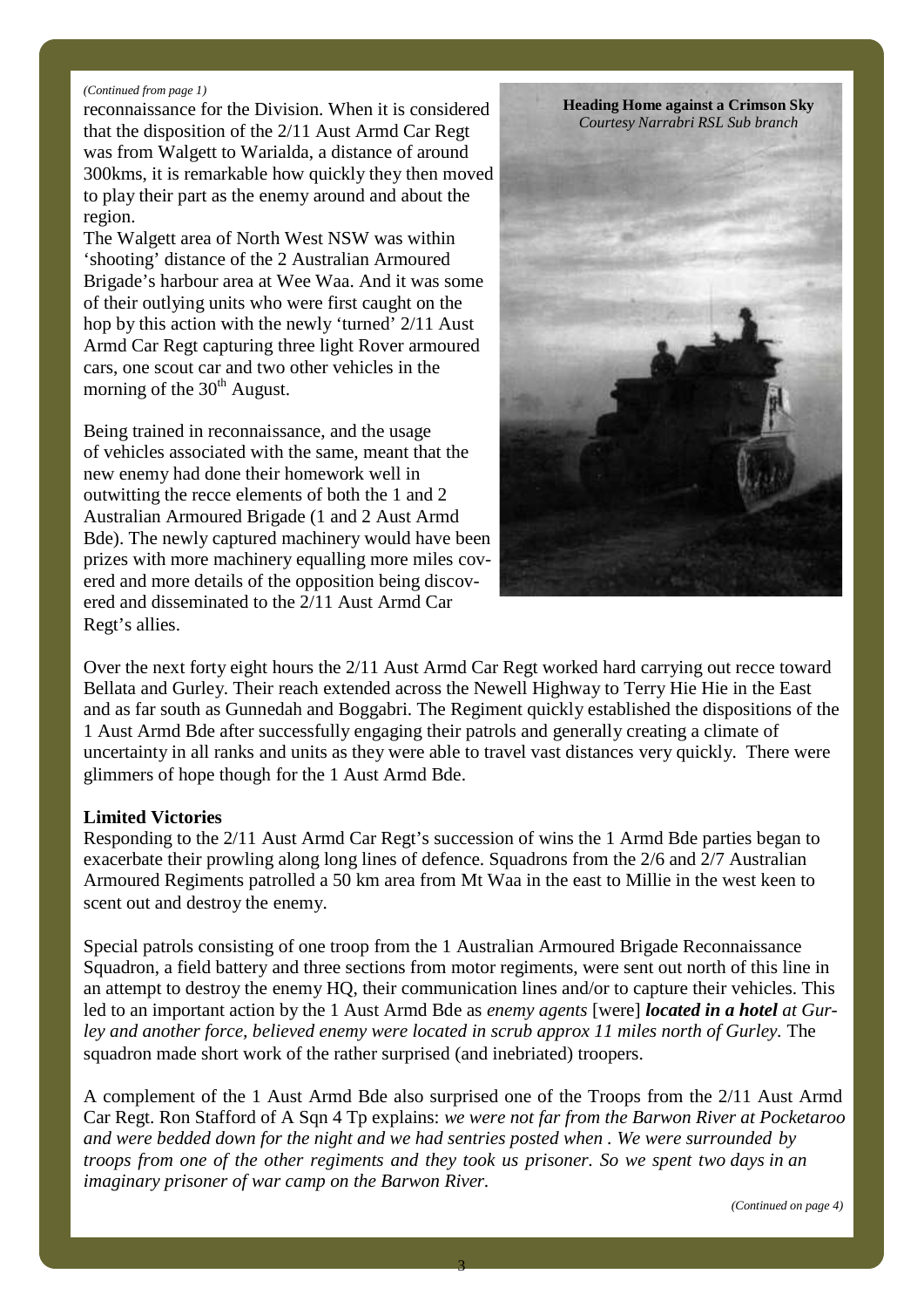*(Continued from page 1)*

reconnaissance for the Division. When it is considered that the disposition of the 2/11 Aust Armd Car Regt was from Walgett to Warialda, a distance of around 300kms, it is remarkable how quickly they then moved to play their part as the enemy around and about the region.

The Walgett area of North West NSW was within 'shooting' distance of the 2 Australian Armoured Brigade's harbour area at Wee Waa. And it was some of their outlying units who were first caught on the hop by this action with the newly 'turned' 2/11 Aust Armd Car Regt capturing three light Rover armoured cars, one scout car and two other vehicles in the morning of the 30th August.

Being trained in reconnaissance, and the usage of vehicles associated with the same, meant that the new enemy had done their homework well in outwitting the recce elements of both the 1 and 2 Australian Armoured Brigade (1 and 2 Aust Armd Bde). The newly captured machinery would have been prizes with more machinery equalling more miles covered and more details of the opposition being discovered and disseminated to the 2/11 Aust Armd Car Regt's allies.

**Heading Home against a Crimson Sky**
*Courtesy Narrabri RSL Sub branch*

Over the next forty eight hours the 2/11 Aust Armd Car Regt worked hard carrying out recce toward Bellata and Gurley. Their reach extended across the Newell Highway to Terry Hie Hie in the East and as far south as Gunnedah and Boggabri. The Regiment quickly established the dispositions of the 1 Aust Armd Bde after successfully engaging their patrols and generally creating a climate of uncertainty in all ranks and units as they were able to travel vast distances very quickly. There were glimmers of hope though for the 1 Aust Armd Bde.

**Limited Victories**

Responding to the 2/11 Aust Armd Car Regt's succession of wins the 1 Armd Bde parties began to exacerbate their prowling along long lines of defence. Squadrons from the 2/6 and 2/7 Australian Armoured Regiments patrolled a 50 km area from Mt Waa in the east to Millie in the west keen to scent out and destroy the enemy.

Special patrols consisting of one troop from the 1 Australian Armoured Brigade Reconnaissance Squadron, a field battery and three sections from motor regiments, were sent out north of this line in an attempt to destroy the enemy HQ, their communication lines and/or to capture their vehicles. This led to an important action by the 1 Aust Armd Bde as *enemy agents* [were] ***located in a hotel*** *at Gurley and another force, believed enemy were located in scrub approx 11 miles north of Gurley.* The squadron made short work of the rather surprised (and inebriated) troopers.

A complement of the 1 Aust Armd Bde also surprised one of the Troops from the 2/11 Aust Armd Car Regt. Ron Stafford of A Sqn 4 Tp explains: *we were not far from the Barwon River at Pocketaroo and were bedded down for the night and we had sentries posted when . We were surrounded by troops from one of the other regiments and they took us prisoner. So we spent two days in an imaginary prisoner of war camp on the Barwon River.*

*(Continued on page 4)*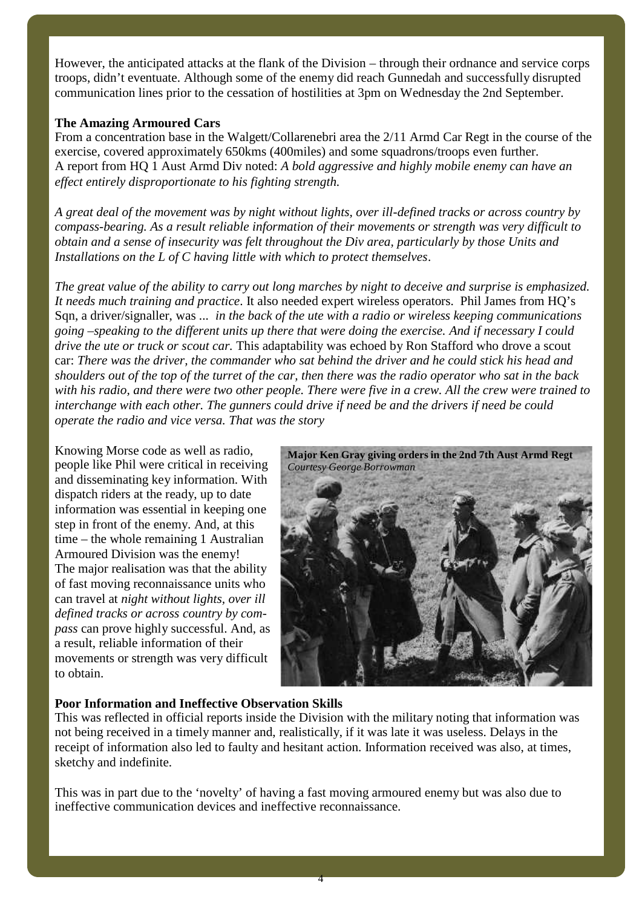However, the anticipated attacks at the flank of the Division – through their ordnance and service corps troops, didn't eventuate. Although some of the enemy did reach Gunnedah and successfully disrupted communication lines prior to the cessation of hostilities at 3pm on Wednesday the 2nd September.

**The Amazing Armoured Cars**

From a concentration base in the Walgett/Collarenebri area the 2/11 Armd Car Regt in the course of the exercise, covered approximately 650kms (400miles) and some squadrons/troops even further. A report from HQ 1 Aust Armd Div noted: *A bold aggressive and highly mobile enemy can have an effect entirely disproportionate to his fighting strength.*

*A great deal of the movement was by night without lights, over ill-defined tracks or across country by compass-bearing. As a result reliable information of their movements or strength was very difficult to obtain and a sense of insecurity was felt throughout the Div area, particularly by those Units and Installations on the L of C having little with which to protect themselves*.

*The great value of the ability to carry out long marches by night to deceive and surprise is emphasized. It needs much training and practice*. It also needed expert wireless operators. Phil James from HQ's Sqn, a driver/signaller, was ... *in the back of the ute with a radio or wireless keeping communications going –speaking to the different units up there that were doing the exercise. And if necessary I could drive the ute or truck or scout car.* This adaptability was echoed by Ron Stafford who drove a scout car: *There was the driver, the commander who sat behind the driver and he could stick his head and shoulders out of the top of the turret of the car, then there was the radio operator who sat in the back with his radio, and there were two other people. There were five in a crew. All the crew were trained to interchange with each other. The gunners could drive if need be and the drivers if need be could operate the radio and vice versa. That was the story*

Knowing Morse code as well as radio, people like Phil were critical in receiving and disseminating key information. With dispatch riders at the ready, up to date information was essential in keeping one step in front of the enemy. And, at this time – the whole remaining 1 Australian Armoured Division was the enemy! The major realisation was that the ability of fast moving reconnaissance units who can travel at *night without lights, over ill defined tracks or across country by compass* can prove highly successful. And, as a result, reliable information of their movements or strength was very difficult to obtain.

**Major Ken Gray giving orders in the 2nd 7th Aust Armd Regt**
*Courtesy George Borrowman*

**Poor Information and Ineffective Observation Skills**

This was reflected in official reports inside the Division with the military noting that information was not being received in a timely manner and, realistically, if it was late it was useless. Delays in the receipt of information also led to faulty and hesitant action. Information received was also, at times, sketchy and indefinite.

This was in part due to the 'novelty' of having a fast moving armoured enemy but was also due to ineffective communication devices and ineffective reconnaissance.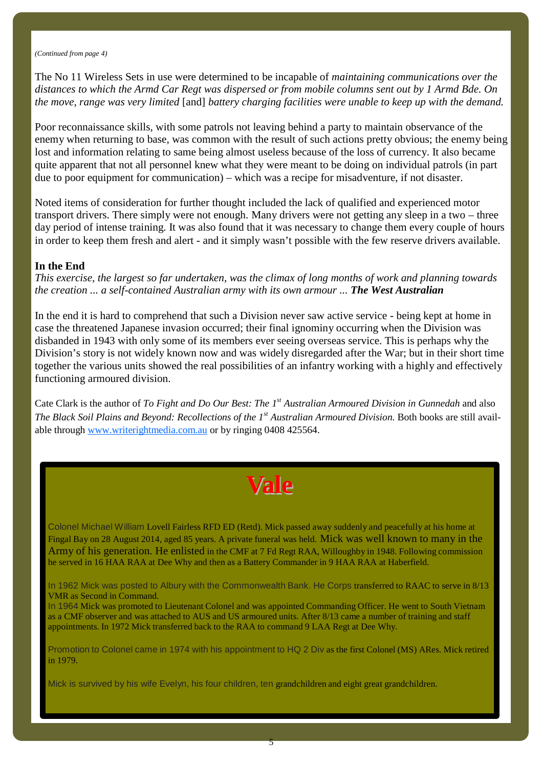*(Continued from page 4)*

The No 11 Wireless Sets in use were determined to be incapable of *maintaining communications over the distances to which the Armd Car Regt was dispersed or from mobile columns sent out by 1 Armd Bde. On the move, range was very limited* [and] *battery charging facilities were unable to keep up with the demand.*

Poor reconnaissance skills, with some patrols not leaving behind a party to maintain observance of the enemy when returning to base, was common with the result of such actions pretty obvious; the enemy being lost and information relating to same being almost useless because of the loss of currency. It also became quite apparent that not all personnel knew what they were meant to be doing on individual patrols (in part due to poor equipment for communication) – which was a recipe for misadventure, if not disaster.

Noted items of consideration for further thought included the lack of qualified and experienced motor transport drivers. There simply were not enough. Many drivers were not getting any sleep in a two – three day period of intense training. It was also found that it was necessary to change them every couple of hours in order to keep them fresh and alert - and it simply wasn't possible with the few reserve drivers available.

**In the End**

*This exercise, the largest so far undertaken, was the climax of long months of work and planning towards the creation ... a self-contained Australian army with its own armour ...* ***The West Australian***

In the end it is hard to comprehend that such a Division never saw active service - being kept at home in case the threatened Japanese invasion occurred; their final ignominy occurring when the Division was disbanded in 1943 with only some of its members ever seeing overseas service. This is perhaps why the Division's story is not widely known now and was widely disregarded after the War; but in their short time together the various units showed the real possibilities of an infantry working with a highly and effectively functioning armoured division.

Cate Clark is the author of *To Fight and Do Our Best: The 1st Australian Armoured Division in Gunnedah* and also *The Black Soil Plains and Beyond: Recollections of the 1st Australian Armoured Division.* Both books are still available through www.writerightmedia.com.au or by ringing 0408 425564.

## Vale

Colonel Michael William Lovell Fairless RFD ED (Retd). Mick passed away suddenly and peacefully at his home at Fingal Bay on 28 August 2014, aged 85 years. A private funeral was held. Mick was well known to many in the Army of his generation. He enlisted in the CMF at 7 Fd Regt RAA, Willoughby in 1948. Following commission he served in 16 HAA RAA at Dee Why and then as a Battery Commander in 9 HAA RAA at Haberfield.

In 1962 Mick was posted to Albury with the Commonwealth Bank. He Corps transferred to RAAC to serve in 8/13 VMR as Second in Command.

In 1964 Mick was promoted to Lieutenant Colonel and was appointed Commanding Officer. He went to South Vietnam as a CMF observer and was attached to AUS and US armoured units. After 8/13 came a number of training and staff appointments. In 1972 Mick transferred back to the RAA to command 9 LAA Regt at Dee Why.

Promotion to Colonel came in 1974 with his appointment to HQ 2 Div as the first Colonel (MS) ARes. Mick retired in 1979.

Mick is survived by his wife Evelyn, his four children, ten grandchildren and eight great grandchildren.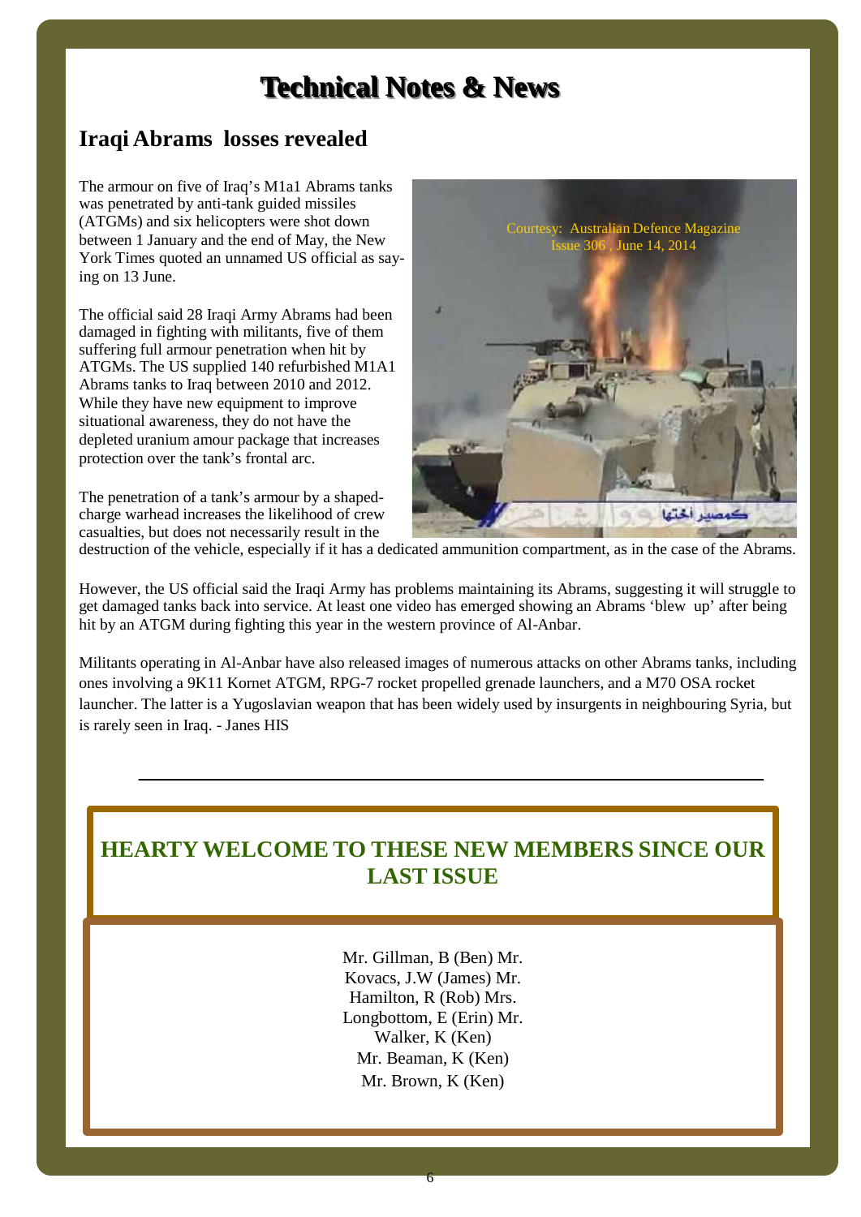# Technical Notes & News

## Iraqi Abrams losses revealed

The armour on five of Iraq's M1a1 Abrams tanks was penetrated by anti-tank guided missiles (ATGMs) and six helicopters were shot down between 1 January and the end of May, the New York Times quoted an unnamed US official as saying on 13 June.

The official said 28 Iraqi Army Abrams had been damaged in fighting with militants, five of them suffering full armour penetration when hit by ATGMs. The US supplied 140 refurbished M1A1 Abrams tanks to Iraq between 2010 and 2012. While they have new equipment to improve situational awareness, they do not have the depleted uranium amour package that increases protection over the tank's frontal arc.

Courtesy: Australian Defence Magazine Issue 306 , June 14, 2014

The penetration of a tank's armour by a shaped-charge warhead increases the likelihood of crew casualties, but does not necessarily result in the destruction of the vehicle, especially if it has a dedicated ammunition compartment, as in the case of the Abrams.

However, the US official said the Iraqi Army has problems maintaining its Abrams, suggesting it will struggle to get damaged tanks back into service. At least one video has emerged showing an Abrams 'blew up' after being hit by an ATGM during fighting this year in the western province of Al-Anbar.

Militants operating in Al-Anbar have also released images of numerous attacks on other Abrams tanks, including ones involving a 9K11 Kornet ATGM, RPG-7 rocket propelled grenade launchers, and a M70 OSA rocket launcher. The latter is a Yugoslavian weapon that has been widely used by insurgents in neighbouring Syria, but is rarely seen in Iraq. - Janes HIS

---

## HEARTY WELCOME TO THESE NEW MEMBERS SINCE OUR LAST ISSUE

Mr. Gillman, B (Ben) Mr. Kovacs, J.W (James) Mr. Hamilton, R (Rob) Mrs. Longbottom, E (Erin) Mr. Walker, K (Ken)
Mr. Beaman, K (Ken)
Mr. Brown, K (Ken)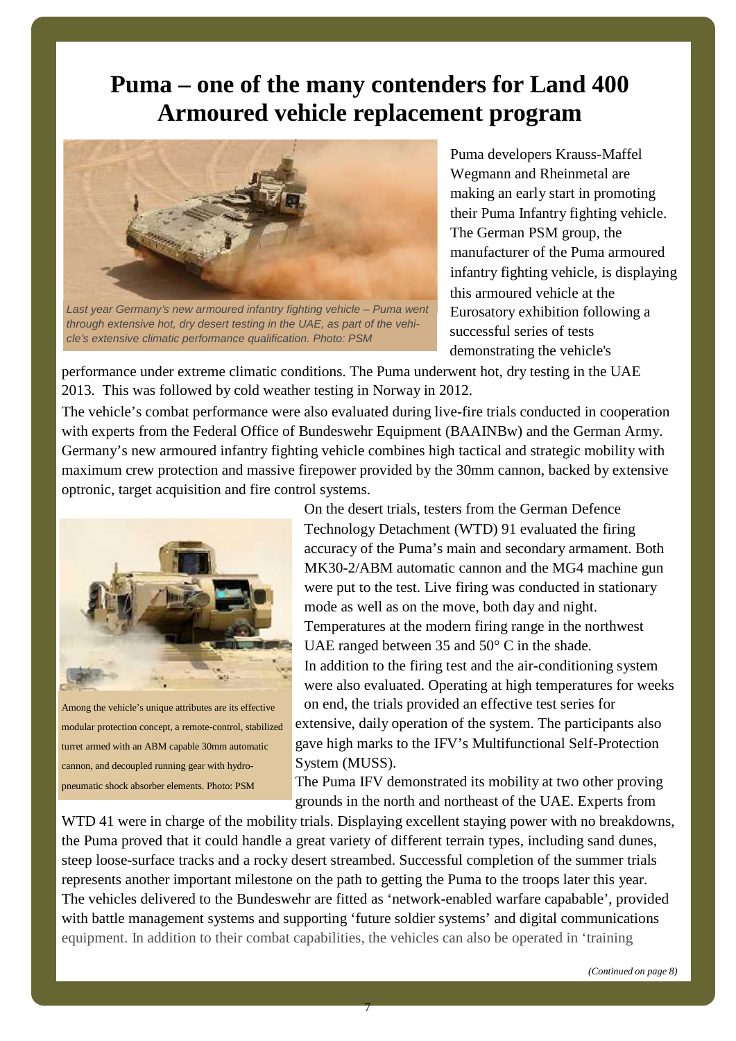# Puma – one of the many contenders for Land 400 Armoured vehicle replacement program

*Last year Germany's new armoured infantry fighting vehicle – Puma went through extensive hot, dry desert testing in the UAE, as part of the vehicle's extensive climatic performance qualification. Photo: PSM*

Puma developers Krauss-Maffel Wegmann and Rheinmetal are making an early start in promoting their Puma Infantry fighting vehicle. The German PSM group, the manufacturer of the Puma armoured infantry fighting vehicle, is displaying this armoured vehicle at the Eurosatory exhibition following a successful series of tests demonstrating the vehicle's performance under extreme climatic conditions. The Puma underwent hot, dry testing in the UAE 2013. This was followed by cold weather testing in Norway in 2012.

The vehicle's combat performance were also evaluated during live-fire trials conducted in cooperation with experts from the Federal Office of Bundeswehr Equipment (BAAINBw) and the German Army. Germany's new armoured infantry fighting vehicle combines high tactical and strategic mobility with maximum crew protection and massive firepower provided by the 30mm cannon, backed by extensive optronic, target acquisition and fire control systems.

Among the vehicle's unique attributes are its effective modular protection concept, a remote-control, stabilized turret armed with an ABM capable 30mm automatic cannon, and decoupled running gear with hydro-pneumatic shock absorber elements. Photo: PSM

On the desert trials, testers from the German Defence Technology Detachment (WTD) 91 evaluated the firing accuracy of the Puma's main and secondary armament. Both MK30-2/ABM automatic cannon and the MG4 machine gun were put to the test. Live firing was conducted in stationary mode as well as on the move, both day and night. Temperatures at the modern firing range in the northwest UAE ranged between 35 and 50° C in the shade.

In addition to the firing test and the air-conditioning system were also evaluated. Operating at high temperatures for weeks on end, the trials provided an effective test series for extensive, daily operation of the system. The participants also gave high marks to the IFV's Multifunctional Self-Protection System (MUSS).

The Puma IFV demonstrated its mobility at two other proving grounds in the north and northeast of the UAE. Experts from WTD 41 were in charge of the mobility trials. Displaying excellent staying power with no breakdowns, the Puma proved that it could handle a great variety of different terrain types, including sand dunes, steep loose-surface tracks and a rocky desert streambed. Successful completion of the summer trials represents another important milestone on the path to getting the Puma to the troops later this year. The vehicles delivered to the Bundeswehr are fitted as 'network-enabled warfare capabable', provided with battle management systems and supporting 'future soldier systems' and digital communications equipment. In addition to their combat capabilities, the vehicles can also be operated in 'training

*(Continued on page 8)*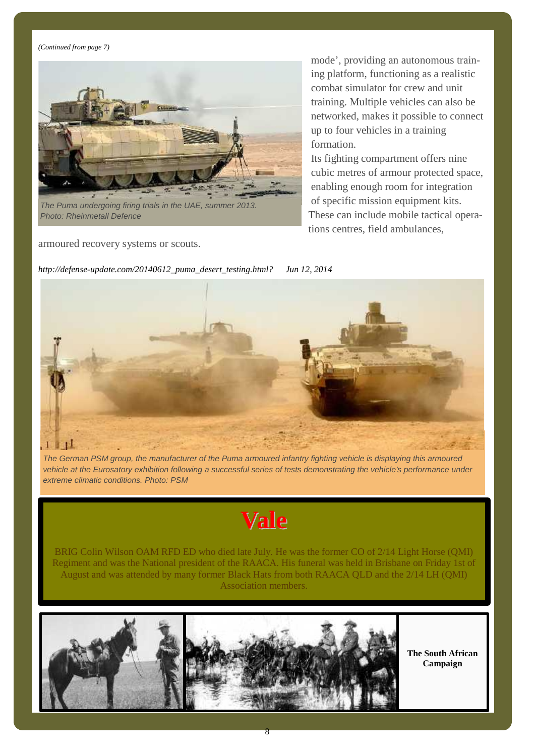*(Continued from page 7)*

The Puma undergoing firing trials in the UAE, summer 2013. Photo: Rheinmetall Defence

mode', providing an autonomous training platform, functioning as a realistic combat simulator for crew and unit training. Multiple vehicles can also be networked, makes it possible to connect up to four vehicles in a training formation.

Its fighting compartment offers nine cubic metres of armour protected space, enabling enough room for integration of specific mission equipment kits. These can include mobile tactical operations centres, field ambulances, armoured recovery systems or scouts.

*http://defense-update.com/20140612_puma_desert_testing.html? Jun 12, 2014*

*The German PSM group, the manufacturer of the Puma armoured infantry fighting vehicle is displaying this armoured vehicle at the Eurosatory exhibition following a successful series of tests demonstrating the vehicle's performance under extreme climatic conditions. Photo: PSM*

# Vale

BRIG Colin Wilson OAM RFD ED who died late July. He was the former CO of 2/14 Light Horse (QMI) Regiment and was the National president of the RAACA. His funeral was held in Brisbane on Friday 1st of August and was attended by many former Black Hats from both RAACA QLD and the 2/14 LH (QMI) Association members.

**The South African Campaign**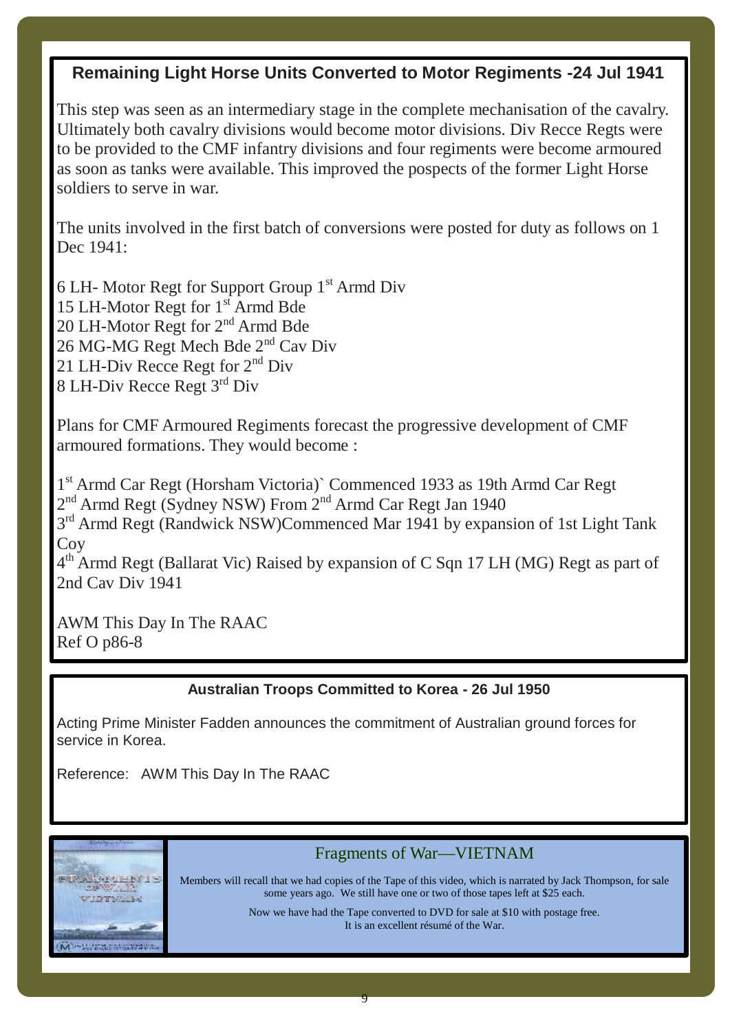## Remaining Light Horse Units Converted to Motor Regiments -24 Jul 1941

This step was seen as an intermediary stage in the complete mechanisation of the cavalry. Ultimately both cavalry divisions would become motor divisions. Div Recce Regts were to be provided to the CMF infantry divisions and four regiments were become armoured as soon as tanks were available. This improved the pospects of the former Light Horse soldiers to serve in war.

The units involved in the first batch of conversions were posted for duty as follows on 1 Dec 1941:

6 LH- Motor Regt for Support Group 1st Armd Div
15 LH-Motor Regt for 1st Armd Bde
20 LH-Motor Regt for 2nd Armd Bde
26 MG-MG Regt Mech Bde 2nd Cav Div
21 LH-Div Recce Regt for 2nd Div
8 LH-Div Recce Regt 3rd Div

Plans for CMF Armoured Regiments forecast the progressive development of CMF armoured formations. They would become :

1st Armd Car Regt (Horsham Victoria)` Commenced 1933 as 19th Armd Car Regt
2nd Armd Regt (Sydney NSW) From 2nd Armd Car Regt Jan 1940
3rd Armd Regt (Randwick NSW)Commenced Mar 1941 by expansion of 1st Light Tank Coy
4th Armd Regt (Ballarat Vic) Raised by expansion of C Sqn 17 LH (MG) Regt as part of 2nd Cav Div 1941

AWM This Day In The RAAC
Ref O p86-8

## Australian Troops Committed to Korea - 26 Jul 1950

Acting Prime Minister Fadden announces the commitment of Australian ground forces for service in Korea.

Reference: AWM This Day In The RAAC

## Fragments of War—VIETNAM

Members will recall that we had copies of the Tape of this video, which is narrated by Jack Thompson, for sale some years ago. We still have one or two of those tapes left at $25 each.

Now we have had the Tape converted to DVD for sale at $10 with postage free.
It is an excellent résumé of the War.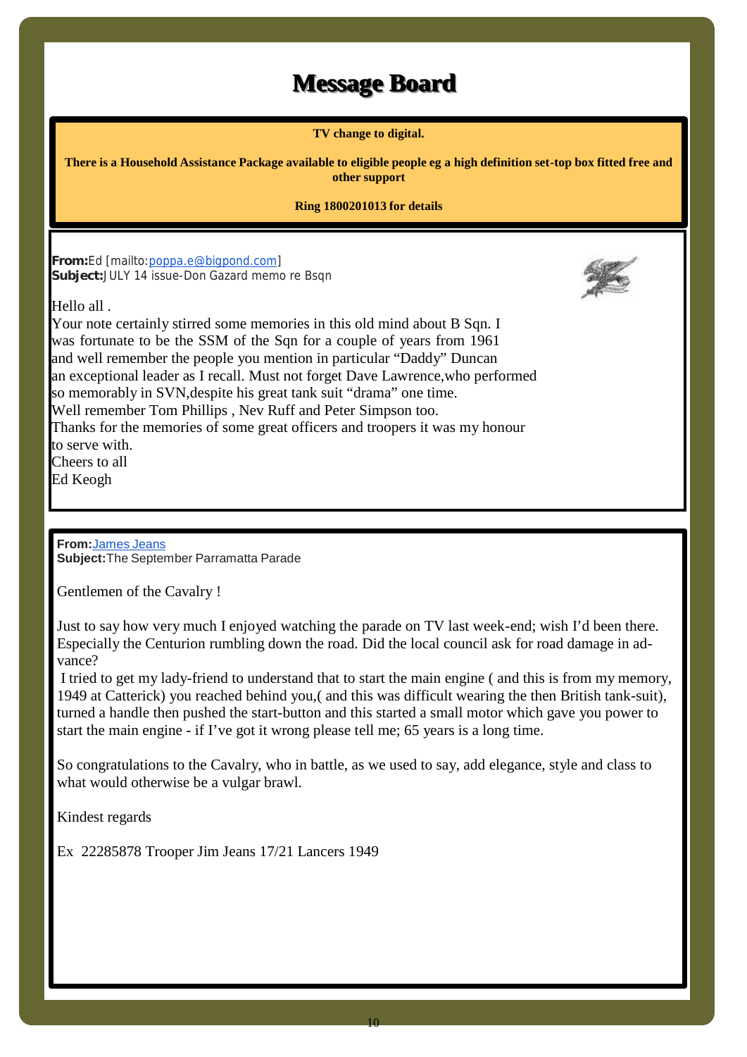# Message Board

**TV change to digital.**

**There is a Household Assistance Package available to eligible people eg a high definition set-top box fitted free and other support**

**Ring 1800201013 for details**

---

**From:** Ed [mailto:poppa.e@bigpond.com]
**Subject:** JULY 14 issue-Don Gazard memo re Bsqn

Hello all .
Your note certainly stirred some memories in this old mind about B Sqn. I was fortunate to be the SSM of the Sqn for a couple of years from 1961 and well remember the people you mention in particular "Daddy" Duncan an exceptional leader as I recall. Must not forget Dave Lawrence,who performed so memorably in SVN,despite his great tank suit "drama" one time.
Well remember Tom Phillips , Nev Ruff and Peter Simpson too.
Thanks for the memories of some great officers and troopers it was my honour to serve with.
Cheers to all
Ed Keogh

---

**From:** James Jeans
**Subject:** The September Parramatta Parade

Gentlemen of the Cavalry !

Just to say how very much I enjoyed watching the parade on TV last week-end; wish I'd been there. Especially the Centurion rumbling down the road. Did the local council ask for road damage in advance?

I tried to get my lady-friend to understand that to start the main engine ( and this is from my memory, 1949 at Catterick) you reached behind you,( and this was difficult wearing the then British tank-suit), turned a handle then pushed the start-button and this started a small motor which gave you power to start the main engine - if I've got it wrong please tell me; 65 years is a long time.

So congratulations to the Cavalry, who in battle, as we used to say, add elegance, style and class to what would otherwise be a vulgar brawl.

Kindest regards

Ex 22285878 Trooper Jim Jeans 17/21 Lancers 1949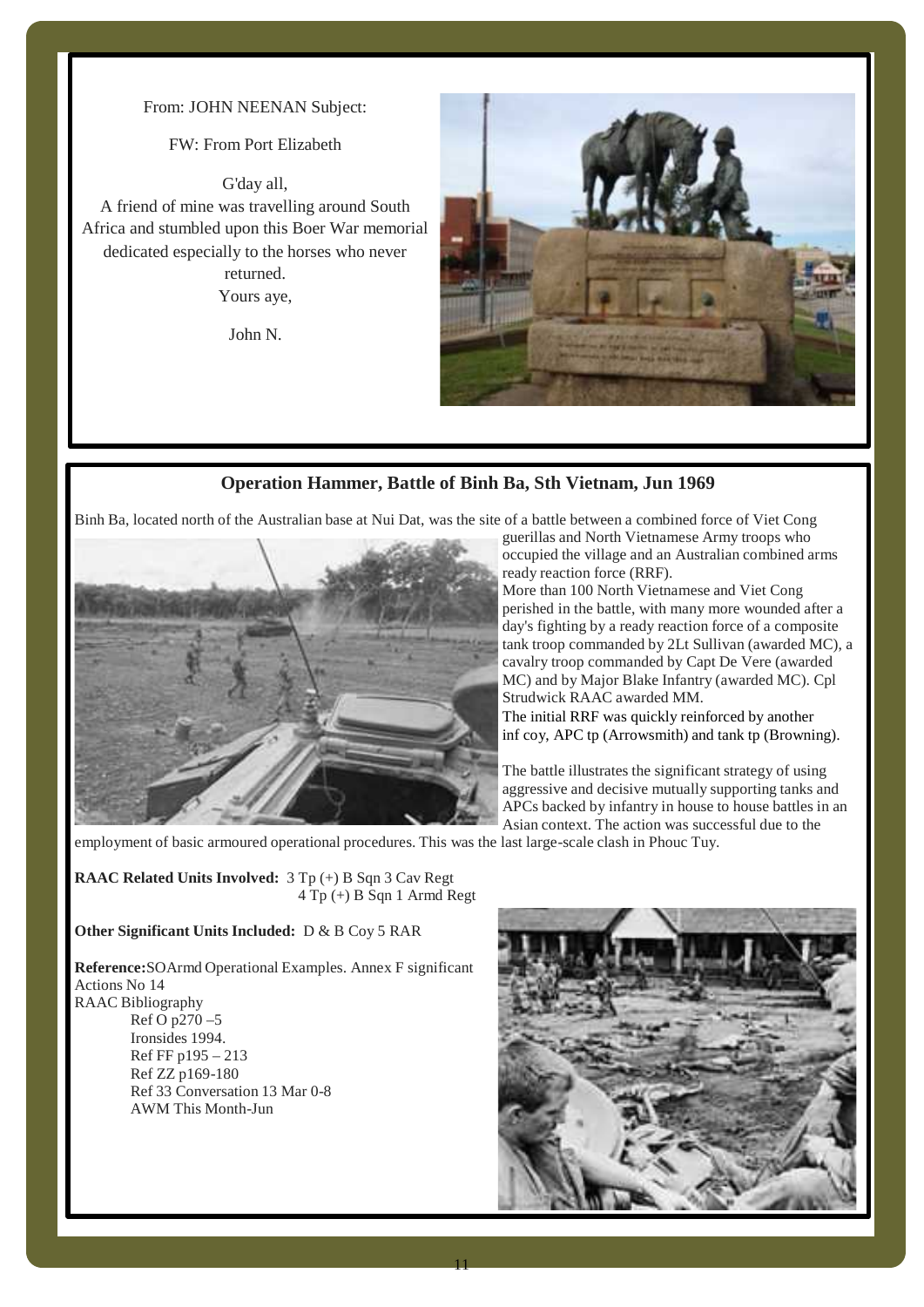From: JOHN NEENAN Subject:

FW: From Port Elizabeth

G'day all,
A friend of mine was travelling around South Africa and stumbled upon this Boer War memorial dedicated especially to the horses who never returned.
Yours aye,

John N.

## Operation Hammer, Battle of Binh Ba, Sth Vietnam, Jun 1969

Binh Ba, located north of the Australian base at Nui Dat, was the site of a battle between a combined force of Viet Cong guerillas and North Vietnamese Army troops who occupied the village and an Australian combined arms ready reaction force (RRF).

More than 100 North Vietnamese and Viet Cong perished in the battle, with many more wounded after a day's fighting by a ready reaction force of a composite tank troop commanded by 2Lt Sullivan (awarded MC), a cavalry troop commanded by Capt De Vere (awarded MC) and by Major Blake Infantry (awarded MC). Cpl Strudwick RAAC awarded MM.

The initial RRF was quickly reinforced by another inf coy, APC tp (Arrowsmith) and tank tp (Browning).

The battle illustrates the significant strategy of using aggressive and decisive mutually supporting tanks and APCs backed by infantry in house to house battles in an Asian context. The action was successful due to the employment of basic armoured operational procedures. This was the last large-scale clash in Phouc Tuy.

**RAAC Related Units Involved:** 3 Tp (+) B Sqn 3 Cav Regt
4 Tp (+) B Sqn 1 Armd Regt

**Other Significant Units Included:** D & B Coy 5 RAR

**Reference:** SOArmd Operational Examples. Annex F significant Actions No 14
RAAC Bibliography
Ref O p270 –5
Ironsides 1994.
Ref FF p195 – 213
Ref ZZ p169-180
Ref 33 Conversation 13 Mar 0-8
AWM This Month-Jun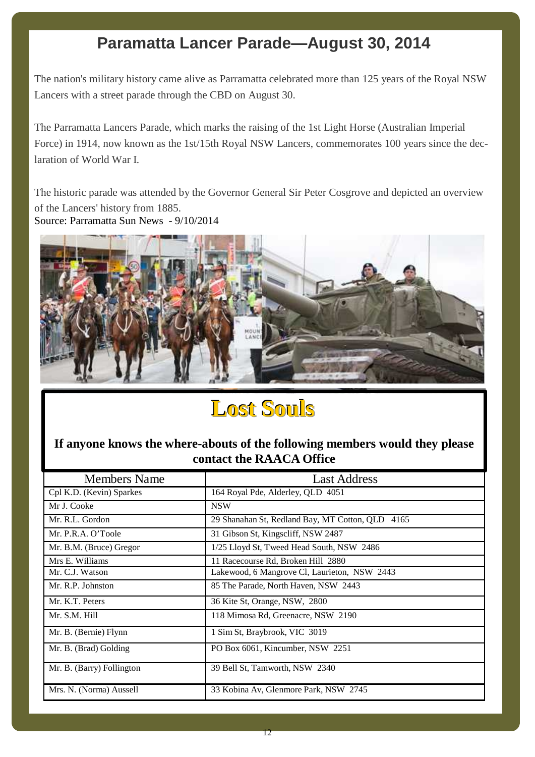# Paramatta Lancer Parade—August 30, 2014

The nation's military history came alive as Parramatta celebrated more than 125 years of the Royal NSW Lancers with a street parade through the CBD on August 30.

The Parramatta Lancers Parade, which marks the raising of the 1st Light Horse (Australian Imperial Force) in 1914, now known as the 1st/15th Royal NSW Lancers, commemorates 100 years since the declaration of World War I.

The historic parade was attended by the Governor General Sir Peter Cosgrove and depicted an overview of the Lancers' history from 1885.

Source: Parramatta Sun News - 9/10/2014

# Lost Souls

**If anyone knows the where-abouts of the following members would they please contact the RAACA Office**

| Members Name | Last Address |
|---|---|
| Cpl K.D. (Kevin) Sparkes | 164 Royal Pde, Alderley, QLD 4051 |
| Mr J. Cooke | NSW |
| Mr. R.L. Gordon | 29 Shanahan St, Redland Bay, MT Cotton, QLD 4165 |
| Mr. P.R.A. O'Toole | 31 Gibson St, Kingscliff, NSW 2487 |
| Mr. B.M. (Bruce) Gregor | 1/25 Lloyd St, Tweed Head South, NSW 2486 |
| Mrs E. Williams | 11 Racecourse Rd, Broken Hill 2880 |
| Mr. C.J. Watson | Lakewood, 6 Mangrove Cl, Laurieton, NSW 2443 |
| Mr. R.P. Johnston | 85 The Parade, North Haven, NSW 2443 |
| Mr. K.T. Peters | 36 Kite St, Orange, NSW, 2800 |
| Mr. S.M. Hill | 118 Mimosa Rd, Greenacre, NSW 2190 |
| Mr. B. (Bernie) Flynn | 1 Sim St, Braybrook, VIC 3019 |
| Mr. B. (Brad) Golding | PO Box 6061, Kincumber, NSW 2251 |
| Mr. B. (Barry) Follington | 39 Bell St, Tamworth, NSW 2340 |
| Mrs. N. (Norma) Aussell | 33 Kobina Av, Glenmore Park, NSW 2745 |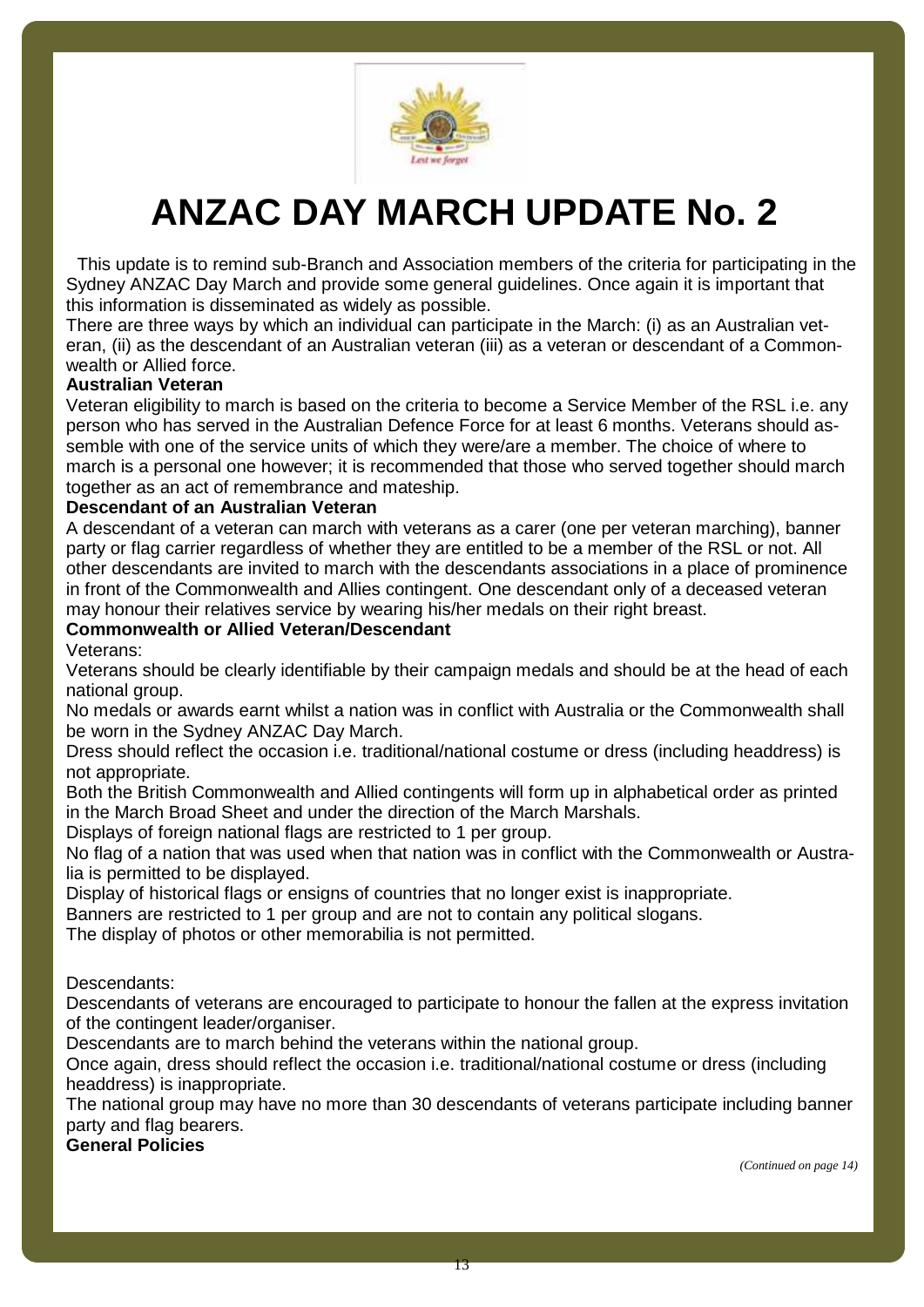# ANZAC DAY MARCH UPDATE No. 2

This update is to remind sub-Branch and Association members of the criteria for participating in the Sydney ANZAC Day March and provide some general guidelines. Once again it is important that this information is disseminated as widely as possible.

There are three ways by which an individual can participate in the March: (i) as an Australian veteran, (ii) as the descendant of an Australian veteran (iii) as a veteran or descendant of a Commonwealth or Allied force.

**Australian Veteran**

Veteran eligibility to march is based on the criteria to become a Service Member of the RSL i.e. any person who has served in the Australian Defence Force for at least 6 months. Veterans should assemble with one of the service units of which they were/are a member. The choice of where to march is a personal one however; it is recommended that those who served together should march together as an act of remembrance and mateship.

**Descendant of an Australian Veteran**

A descendant of a veteran can march with veterans as a carer (one per veteran marching), banner party or flag carrier regardless of whether they are entitled to be a member of the RSL or not. All other descendants are invited to march with the descendants associations in a place of prominence in front of the Commonwealth and Allies contingent. One descendant only of a deceased veteran may honour their relatives service by wearing his/her medals on their right breast.

**Commonwealth or Allied Veteran/Descendant**

Veterans:

Veterans should be clearly identifiable by their campaign medals and should be at the head of each national group.

No medals or awards earnt whilst a nation was in conflict with Australia or the Commonwealth shall be worn in the Sydney ANZAC Day March.

Dress should reflect the occasion i.e. traditional/national costume or dress (including headdress) is not appropriate.

Both the British Commonwealth and Allied contingents will form up in alphabetical order as printed in the March Broad Sheet and under the direction of the March Marshals.

Displays of foreign national flags are restricted to 1 per group.

No flag of a nation that was used when that nation was in conflict with the Commonwealth or Australia is permitted to be displayed.

Display of historical flags or ensigns of countries that no longer exist is inappropriate.

Banners are restricted to 1 per group and are not to contain any political slogans.

The display of photos or other memorabilia is not permitted.

Descendants:

Descendants of veterans are encouraged to participate to honour the fallen at the express invitation of the contingent leader/organiser.

Descendants are to march behind the veterans within the national group.

Once again, dress should reflect the occasion i.e. traditional/national costume or dress (including headdress) is inappropriate.

The national group may have no more than 30 descendants of veterans participate including banner party and flag bearers.

**General Policies**

*(Continued on page 14)*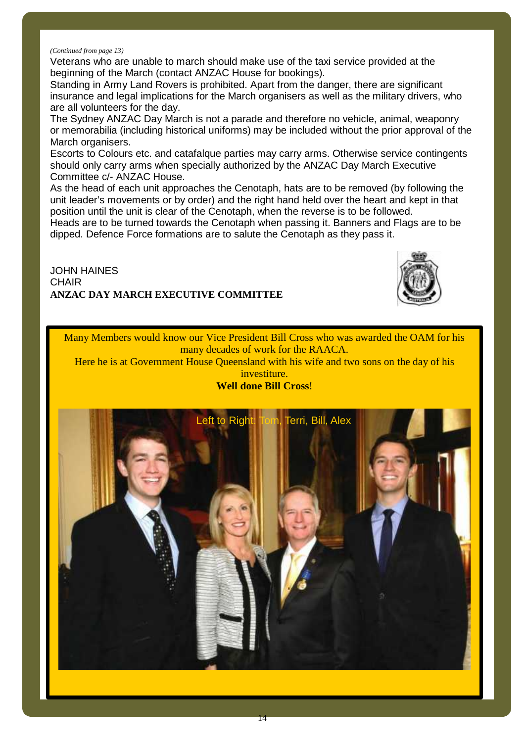*(Continued from page 13)*

Veterans who are unable to march should make use of the taxi service provided at the beginning of the March (contact ANZAC House for bookings).

Standing in Army Land Rovers is prohibited. Apart from the danger, there are significant insurance and legal implications for the March organisers as well as the military drivers, who are all volunteers for the day.

The Sydney ANZAC Day March is not a parade and therefore no vehicle, animal, weaponry or memorabilia (including historical uniforms) may be included without the prior approval of the March organisers.

Escorts to Colours etc. and catafalque parties may carry arms. Otherwise service contingents should only carry arms when specially authorized by the ANZAC Day March Executive Committee c/- ANZAC House.

As the head of each unit approaches the Cenotaph, hats are to be removed (by following the unit leader's movements or by order) and the right hand held over the heart and kept in that position until the unit is clear of the Cenotaph, when the reverse is to be followed.

Heads are to be turned towards the Cenotaph when passing it. Banners and Flags are to be dipped. Defence Force formations are to salute the Cenotaph as they pass it.

JOHN HAINES
CHAIR
**ANZAC DAY MARCH EXECUTIVE COMMITTEE**

Many Members would know our Vice President Bill Cross who was awarded the OAM for his many decades of work for the RAACA.

Here he is at Government House Queensland with his wife and two sons on the day of his investiture.

**Well done Bill Cross**!

Left to Right: Tom, Terri, Bill, Alex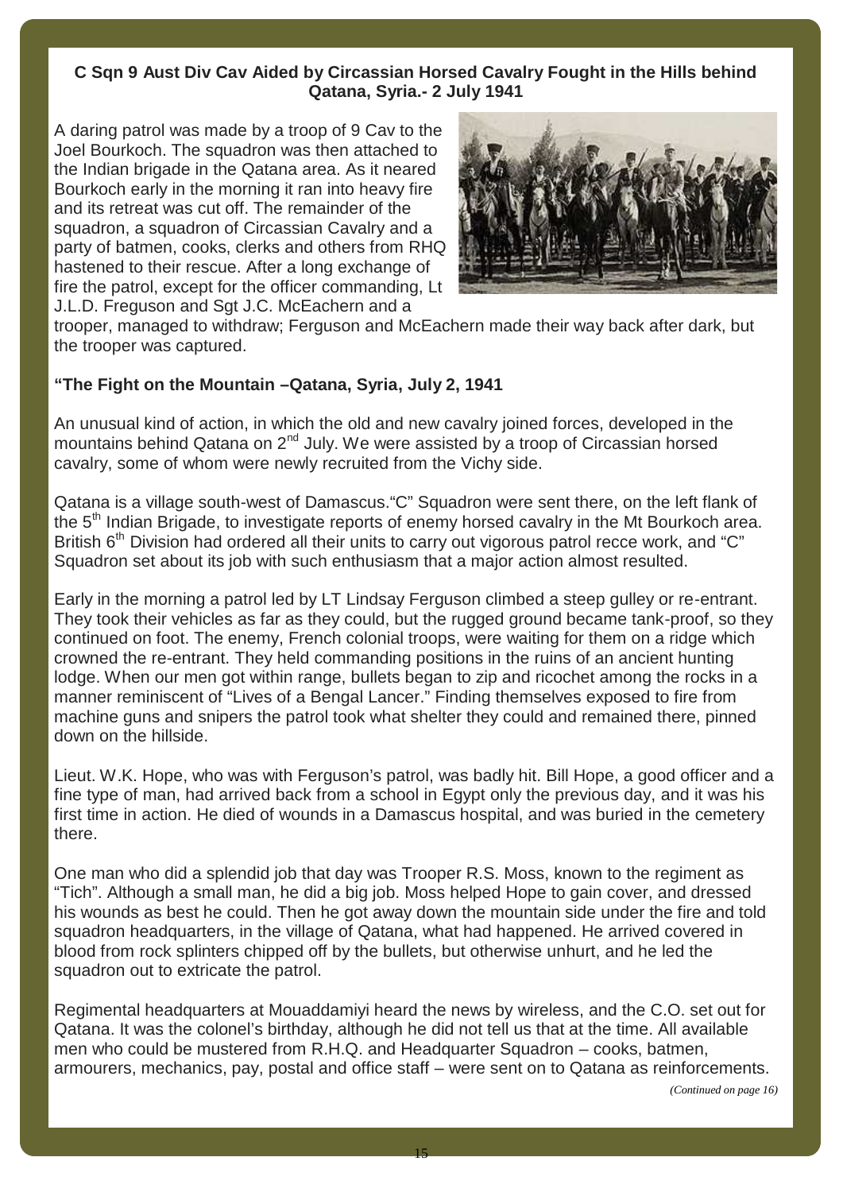**C Sqn 9 Aust Div Cav Aided by Circassian Horsed Cavalry Fought in the Hills behind Qatana, Syria.- 2 July 1941**

A daring patrol was made by a troop of 9 Cav to the Joel Bourkoch. The squadron was then attached to the Indian brigade in the Qatana area. As it neared Bourkoch early in the morning it ran into heavy fire and its retreat was cut off. The remainder of the squadron, a squadron of Circassian Cavalry and a party of batmen, cooks, clerks and others from RHQ hastened to their rescue. After a long exchange of fire the patrol, except for the officer commanding, Lt J.L.D. Freguson and Sgt J.C. McEachern and a trooper, managed to withdraw; Ferguson and McEachern made their way back after dark, but the trooper was captured.

**"The Fight on the Mountain –Qatana, Syria, July 2, 1941**

An unusual kind of action, in which the old and new cavalry joined forces, developed in the mountains behind Qatana on 2nd July. We were assisted by a troop of Circassian horsed cavalry, some of whom were newly recruited from the Vichy side.

Qatana is a village south-west of Damascus."C" Squadron were sent there, on the left flank of the 5th Indian Brigade, to investigate reports of enemy horsed cavalry in the Mt Bourkoch area. British 6th Division had ordered all their units to carry out vigorous patrol recce work, and "C" Squadron set about its job with such enthusiasm that a major action almost resulted.

Early in the morning a patrol led by LT Lindsay Ferguson climbed a steep gulley or re-entrant. They took their vehicles as far as they could, but the rugged ground became tank-proof, so they continued on foot. The enemy, French colonial troops, were waiting for them on a ridge which crowned the re-entrant. They held commanding positions in the ruins of an ancient hunting lodge. When our men got within range, bullets began to zip and ricochet among the rocks in a manner reminiscent of "Lives of a Bengal Lancer." Finding themselves exposed to fire from machine guns and snipers the patrol took what shelter they could and remained there, pinned down on the hillside.

Lieut. W.K. Hope, who was with Ferguson's patrol, was badly hit. Bill Hope, a good officer and a fine type of man, had arrived back from a school in Egypt only the previous day, and it was his first time in action. He died of wounds in a Damascus hospital, and was buried in the cemetery there.

One man who did a splendid job that day was Trooper R.S. Moss, known to the regiment as "Tich". Although a small man, he did a big job. Moss helped Hope to gain cover, and dressed his wounds as best he could. Then he got away down the mountain side under the fire and told squadron headquarters, in the village of Qatana, what had happened. He arrived covered in blood from rock splinters chipped off by the bullets, but otherwise unhurt, and he led the squadron out to extricate the patrol.

Regimental headquarters at Mouaddamiyi heard the news by wireless, and the C.O. set out for Qatana. It was the colonel's birthday, although he did not tell us that at the time. All available men who could be mustered from R.H.Q. and Headquarter Squadron – cooks, batmen, armourers, mechanics, pay, postal and office staff – were sent on to Qatana as reinforcements.

*(Continued on page 16)*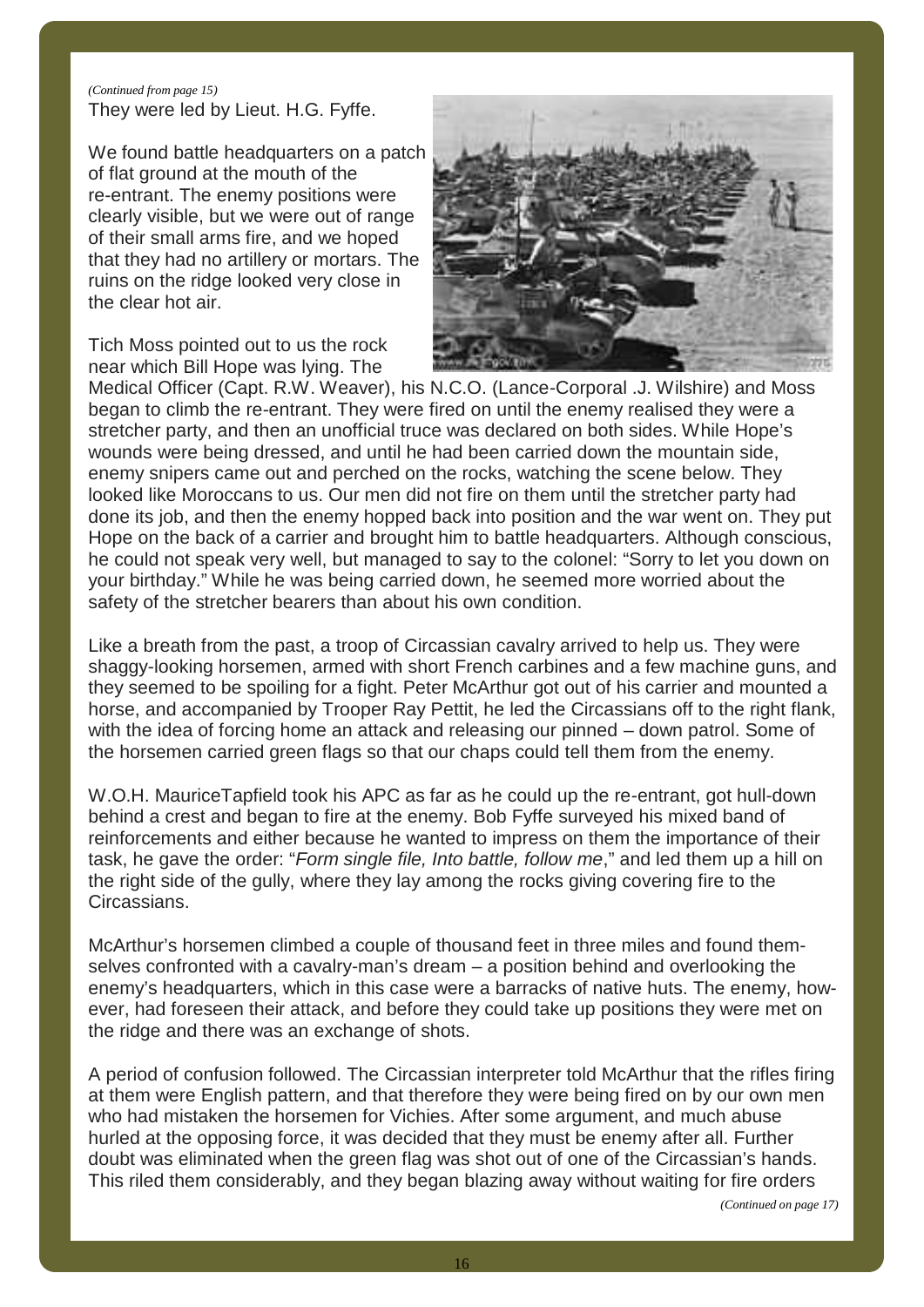*(Continued from page 15)*
They were led by Lieut. H.G. Fyffe.

We found battle headquarters on a patch of flat ground at the mouth of the re-entrant. The enemy positions were clearly visible, but we were out of range of their small arms fire, and we hoped that they had no artillery or mortars. The ruins on the ridge looked very close in the clear hot air.

Tich Moss pointed out to us the rock near which Bill Hope was lying. The Medical Officer (Capt. R.W. Weaver), his N.C.O. (Lance-Corporal .J. Wilshire) and Moss began to climb the re-entrant. They were fired on until the enemy realised they were a stretcher party, and then an unofficial truce was declared on both sides. While Hope's wounds were being dressed, and until he had been carried down the mountain side, enemy snipers came out and perched on the rocks, watching the scene below. They looked like Moroccans to us. Our men did not fire on them until the stretcher party had done its job, and then the enemy hopped back into position and the war went on. They put Hope on the back of a carrier and brought him to battle headquarters. Although conscious, he could not speak very well, but managed to say to the colonel: "Sorry to let you down on your birthday." While he was being carried down, he seemed more worried about the safety of the stretcher bearers than about his own condition.

Like a breath from the past, a troop of Circassian cavalry arrived to help us. They were shaggy-looking horsemen, armed with short French carbines and a few machine guns, and they seemed to be spoiling for a fight. Peter McArthur got out of his carrier and mounted a horse, and accompanied by Trooper Ray Pettit, he led the Circassians off to the right flank, with the idea of forcing home an attack and releasing our pinned – down patrol. Some of the horsemen carried green flags so that our chaps could tell them from the enemy.

W.O.H. MauriceTapfield took his APC as far as he could up the re-entrant, got hull-down behind a crest and began to fire at the enemy. Bob Fyffe surveyed his mixed band of reinforcements and either because he wanted to impress on them the importance of their task, he gave the order: "*Form single file, Into battle, follow me*," and led them up a hill on the right side of the gully, where they lay among the rocks giving covering fire to the Circassians.

McArthur's horsemen climbed a couple of thousand feet in three miles and found themselves confronted with a cavalry-man's dream – a position behind and overlooking the enemy's headquarters, which in this case were a barracks of native huts. The enemy, however, had foreseen their attack, and before they could take up positions they were met on the ridge and there was an exchange of shots.

A period of confusion followed. The Circassian interpreter told McArthur that the rifles firing at them were English pattern, and that therefore they were being fired on by our own men who had mistaken the horsemen for Vichies. After some argument, and much abuse hurled at the opposing force, it was decided that they must be enemy after all. Further doubt was eliminated when the green flag was shot out of one of the Circassian's hands. This riled them considerably, and they began blazing away without waiting for fire orders

*(Continued on page 17)*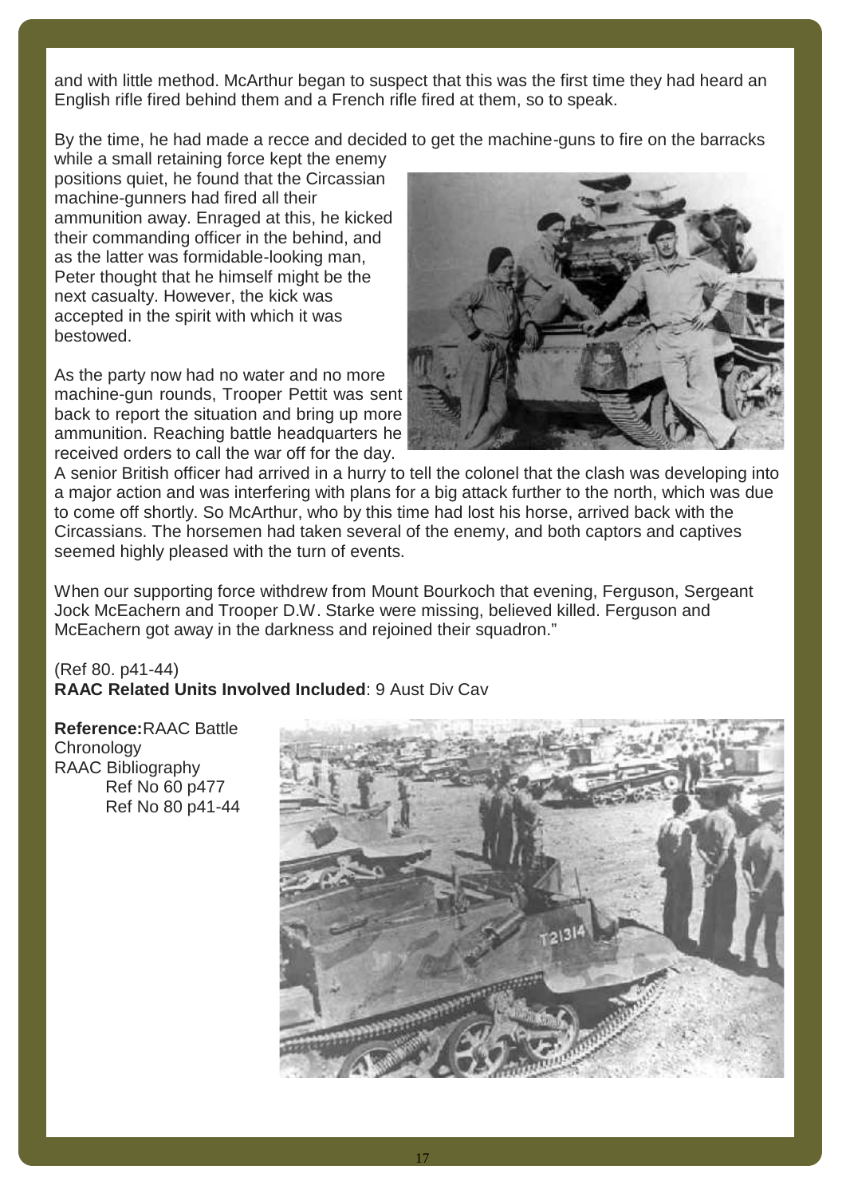and with little method. McArthur began to suspect that this was the first time they had heard an English rifle fired behind them and a French rifle fired at them, so to speak.

By the time, he had made a recce and decided to get the machine-guns to fire on the barracks while a small retaining force kept the enemy positions quiet, he found that the Circassian machine-gunners had fired all their ammunition away. Enraged at this, he kicked their commanding officer in the behind, and as the latter was formidable-looking man, Peter thought that he himself might be the next casualty. However, the kick was accepted in the spirit with which it was bestowed.

As the party now had no water and no more machine-gun rounds, Trooper Pettit was sent back to report the situation and bring up more ammunition. Reaching battle headquarters he received orders to call the war off for the day. A senior British officer had arrived in a hurry to tell the colonel that the clash was developing into a major action and was interfering with plans for a big attack further to the north, which was due to come off shortly. So McArthur, who by this time had lost his horse, arrived back with the Circassians. The horsemen had taken several of the enemy, and both captors and captives seemed highly pleased with the turn of events.

When our supporting force withdrew from Mount Bourkoch that evening, Ferguson, Sergeant Jock McEachern and Trooper D.W. Starke were missing, believed killed. Ferguson and McEachern got away in the darkness and rejoined their squadron."

(Ref 80. p41-44)
**RAAC Related Units Involved Included**: 9 Aust Div Cav

**Reference:** RAAC Battle Chronology
RAAC Bibliography
Ref No 60 p477
Ref No 80 p41-44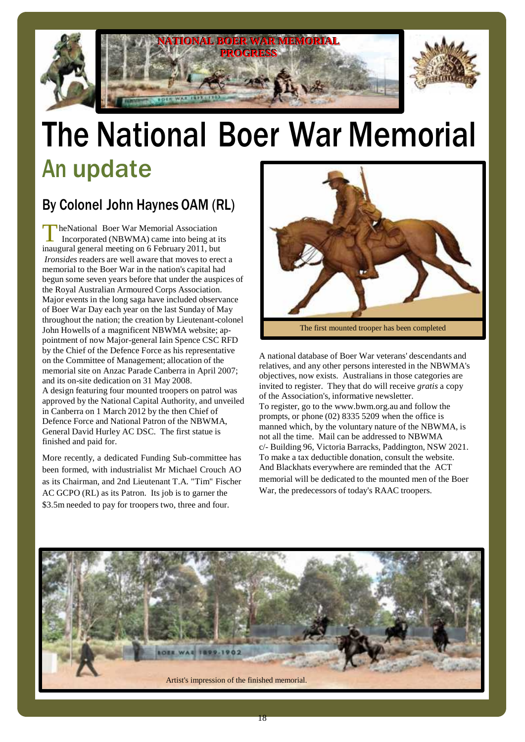NATIONAL BOER WAR MEMORIAL PROGRESS

# The National Boer War Memorial

## An update

### By Colonel John Haynes OAM (RL)

TheNational Boer War Memorial Association Incorporated (NBWMA) came into being at its inaugural general meeting on 6 February 2011, but *Ironsides* readers are well aware that moves to erect a memorial to the Boer War in the nation's capital had begun some seven years before that under the auspices of the Royal Australian Armoured Corps Association. Major events in the long saga have included observance of Boer War Day each year on the last Sunday of May throughout the nation; the creation by Lieutenant-colonel John Howells of a magnificent NBWMA website; appointment of now Major-general Iain Spence CSC RFD by the Chief of the Defence Force as his representative on the Committee of Management; allocation of the memorial site on Anzac Parade Canberra in April 2007; and its on-site dedication on 31 May 2008.

A design featuring four mounted troopers on patrol was approved by the National Capital Authority, and unveiled in Canberra on 1 March 2012 by the then Chief of Defence Force and National Patron of the NBWMA, General David Hurley AC DSC. The first statue is finished and paid for.

More recently, a dedicated Funding Sub-committee has been formed, with industrialist Mr Michael Crouch AO as its Chairman, and 2nd Lieutenant T.A. "Tim" Fischer AC GCPO (RL) as its Patron. Its job is to garner the $3.5m needed to pay for troopers two, three and four.

The first mounted trooper has been completed

A national database of Boer War veterans' descendants and relatives, and any other persons interested in the NBWMA's objectives, now exists. Australians in those categories are invited to register. They that do will receive *gratis* a copy of the Association's, informative newsletter.

To register, go to the www.bwm.org.au and follow the prompts, or phone (02) 8335 5209 when the office is manned which, by the voluntary nature of the NBWMA, is not all the time. Mail can be addressed to NBWMA c/- Building 96, Victoria Barracks, Paddington, NSW 2021. To make a tax deductible donation, consult the website. And Blackhats everywhere are reminded that the ACT memorial will be dedicated to the mounted men of the Boer War, the predecessors of today's RAAC troopers.

Artist's impression of the finished memorial.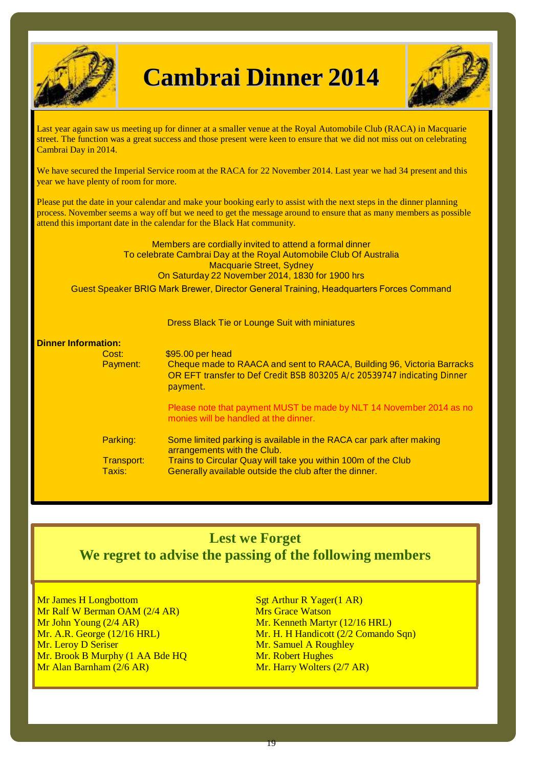# Cambrai Dinner 2014

Last year again saw us meeting up for dinner at a smaller venue at the Royal Automobile Club (RACA) in Macquarie street. The function was a great success and those present were keen to ensure that we did not miss out on celebrating Cambrai Day in 2014.

We have secured the Imperial Service room at the RACA for 22 November 2014. Last year we had 34 present and this year we have plenty of room for more.

Please put the date in your calendar and make your booking early to assist with the next steps in the dinner planning process. November seems a way off but we need to get the message around to ensure that as many members as possible attend this important date in the calendar for the Black Hat community.

Members are cordially invited to attend a formal dinner
To celebrate Cambrai Day at the Royal Automobile Club Of Australia
Macquarie Street, Sydney
On Saturday 22 November 2014, 1830 for 1900 hrs

Guest Speaker BRIG Mark Brewer, Director General Training, Headquarters Forces Command

Dress Black Tie or Lounge Suit with miniatures

**Dinner Information:**

Cost: $95.00 per head

Payment: Cheque made to RAACA and sent to RAACA, Building 96, Victoria Barracks OR EFT transfer to Def Credit BSB 803205 A/c 20539747 indicating Dinner payment.

Please note that payment MUST be made by NLT 14 November 2014 as no monies will be handled at the dinner.

Parking: Some limited parking is available in the RACA car park after making arrangements with the Club.

Transport: Trains to Circular Quay will take you within 100m of the Club

Taxis: Generally available outside the club after the dinner.

## Lest we Forget

## We regret to advise the passing of the following members

Mr James H Longbottom
Mr Ralf W Berman OAM (2/4 AR)
Mr John Young (2/4 AR)
Mr. A.R. George (12/16 HRL)
Mr. Leroy D Seriser
Mr. Brook B Murphy (1 AA Bde HQ
Mr Alan Barnham (2/6 AR)
Sgt Arthur R Yager(1 AR)
Mrs Grace Watson
Mr. Kenneth Martyr (12/16 HRL)
Mr. H. H Handicott (2/2 Comando Sqn)
Mr. Samuel A Roughley
Mr. Robert Hughes
Mr. Harry Wolters (2/7 AR)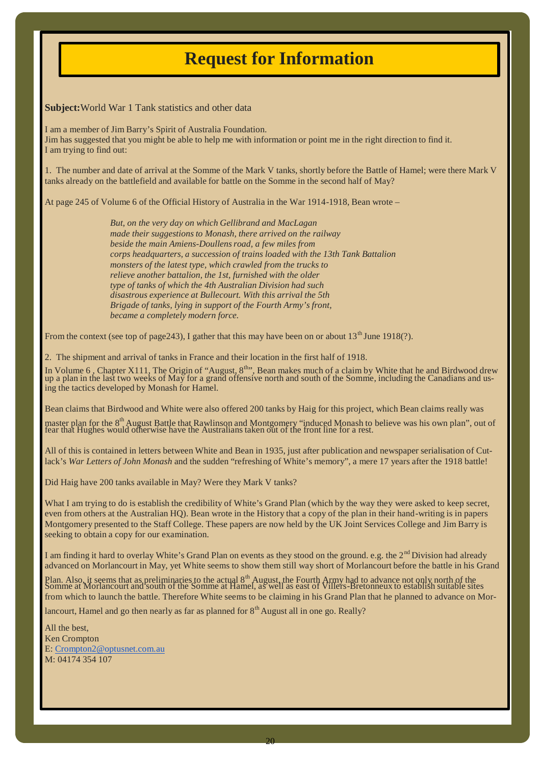# Request for Information

**Subject:** World War 1 Tank statistics and other data

I am a member of Jim Barry's Spirit of Australia Foundation.
Jim has suggested that you might be able to help me with information or point me in the right direction to find it.
I am trying to find out:

1. The number and date of arrival at the Somme of the Mark V tanks, shortly before the Battle of Hamel; were there Mark V tanks already on the battlefield and available for battle on the Somme in the second half of May?

At page 245 of Volume 6 of the Official History of Australia in the War 1914-1918, Bean wrote –

> *But, on the very day on which Gellibrand and MacLagan made their suggestions to Monash, there arrived on the railway beside the main Amiens-Doullens road, a few miles from corps headquarters, a succession of trains loaded with the 13th Tank Battalion monsters of the latest type, which crawled from the trucks to relieve another battalion, the 1st, furnished with the older type of tanks of which the 4th Australian Division had such disastrous experience at Bullecourt. With this arrival the 5th Brigade of tanks, lying in support of the Fourth Army's front, became a completely modern force.*

From the context (see top of page243), I gather that this may have been on or about 13th June 1918(?).

2. The shipment and arrival of tanks in France and their location in the first half of 1918.

In Volume 6 , Chapter X111, The Origin of "August, 8th", Bean makes much of a claim by White that he and Birdwood drew up a plan in the last two weeks of May for a grand offensive north and south of the Somme, including the Canadians and using the tactics developed by Monash for Hamel.

Bean claims that Birdwood and White were also offered 200 tanks by Haig for this project, which Bean claims really was master plan for the 8th August Battle that Rawlinson and Montgomery "induced Monash to believe was his own plan", out of fear that Hughes would otherwise have the Australians taken out of the front line for a rest.

All of this is contained in letters between White and Bean in 1935, just after publication and newspaper serialisation of Cutlack's *War Letters of John Monash* and the sudden "refreshing of White's memory", a mere 17 years after the 1918 battle!

Did Haig have 200 tanks available in May? Were they Mark V tanks?

What I am trying to do is establish the credibility of White's Grand Plan (which by the way they were asked to keep secret, even from others at the Australian HQ). Bean wrote in the History that a copy of the plan in their hand-writing is in papers Montgomery presented to the Staff College. These papers are now held by the UK Joint Services College and Jim Barry is seeking to obtain a copy for our examination.

I am finding it hard to overlay White's Grand Plan on events as they stood on the ground. e.g. the 2nd Division had already advanced on Morlancourt in May, yet White seems to show them still way short of Morlancourt before the battle in his Grand Plan. Also, it seems that as preliminaries to the actual 8th August, the Fourth Army had to advance not only north of the Somme at Morlancourt and south of the Somme at Hamel, as well as east of Villers-Bretonneux to establish suitable sites from which to launch the battle. Therefore White seems to be claiming in his Grand Plan that he planned to advance on Morlancourt, Hamel and go then nearly as far as planned for 8th August all in one go. Really?

All the best,
Ken Crompton
E: Crompton2@optusnet.com.au
M: 04174 354 107